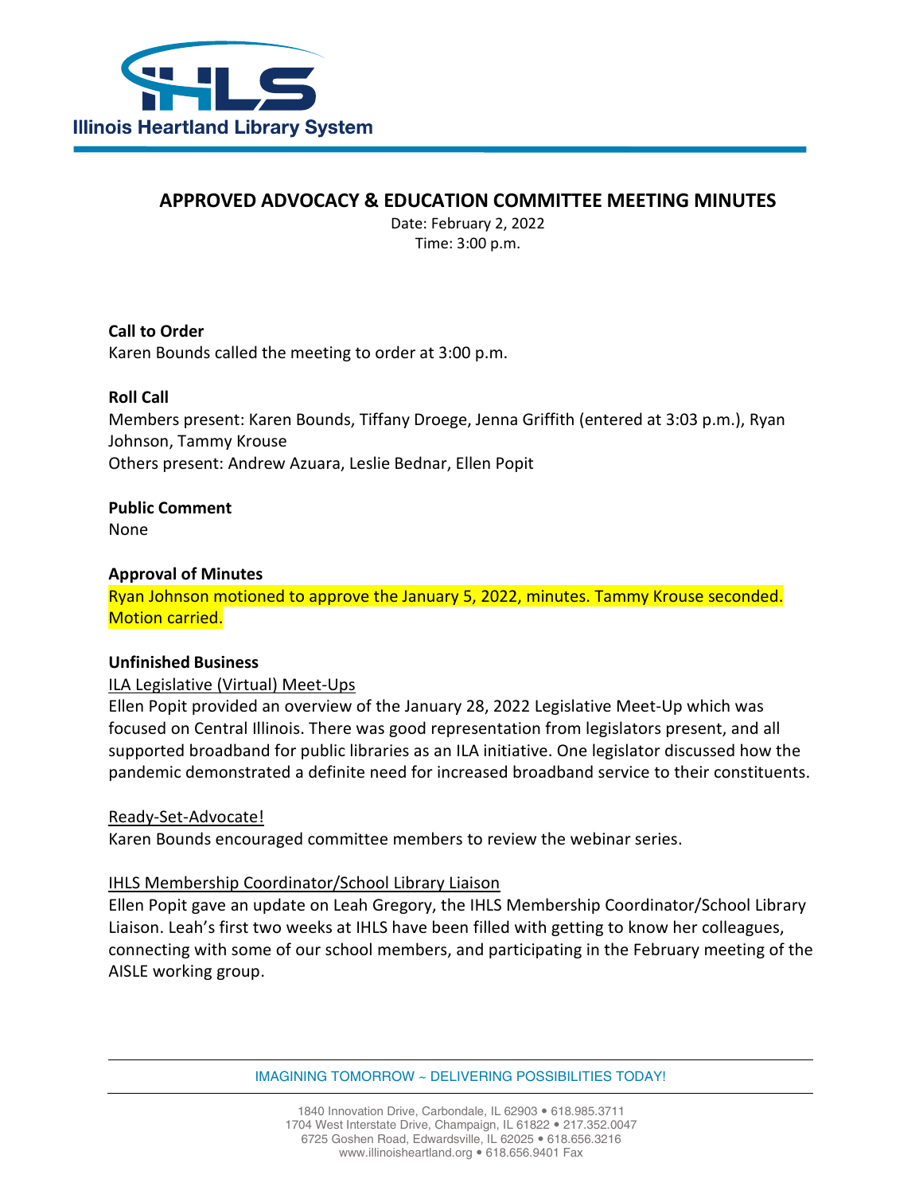# APPROVED ADVOCACY & EDUCATION COMMITTEE MEETING MINUTES

Date: February 2, 2022
Time: 3:00 p.m.

**Call to Order**
Karen Bounds called the meeting to order at 3:00 p.m.

**Roll Call**
Members present: Karen Bounds, Tiffany Droege, Jenna Griffith (entered at 3:03 p.m.), Ryan Johnson, Tammy Krouse
Others present: Andrew Azuara, Leslie Bednar, Ellen Popit

**Public Comment**
None

**Approval of Minutes**
Ryan Johnson motioned to approve the January 5, 2022, minutes. Tammy Krouse seconded. Motion carried.

**Unfinished Business**

ILA Legislative (Virtual) Meet-Ups
Ellen Popit provided an overview of the January 28, 2022 Legislative Meet-Up which was focused on Central Illinois. There was good representation from legislators present, and all supported broadband for public libraries as an ILA initiative. One legislator discussed how the pandemic demonstrated a definite need for increased broadband service to their constituents.

Ready-Set-Advocate!
Karen Bounds encouraged committee members to review the webinar series.

IHLS Membership Coordinator/School Library Liaison
Ellen Popit gave an update on Leah Gregory, the IHLS Membership Coordinator/School Library Liaison. Leah's first two weeks at IHLS have been filled with getting to know her colleagues, connecting with some of our school members, and participating in the February meeting of the AISLE working group.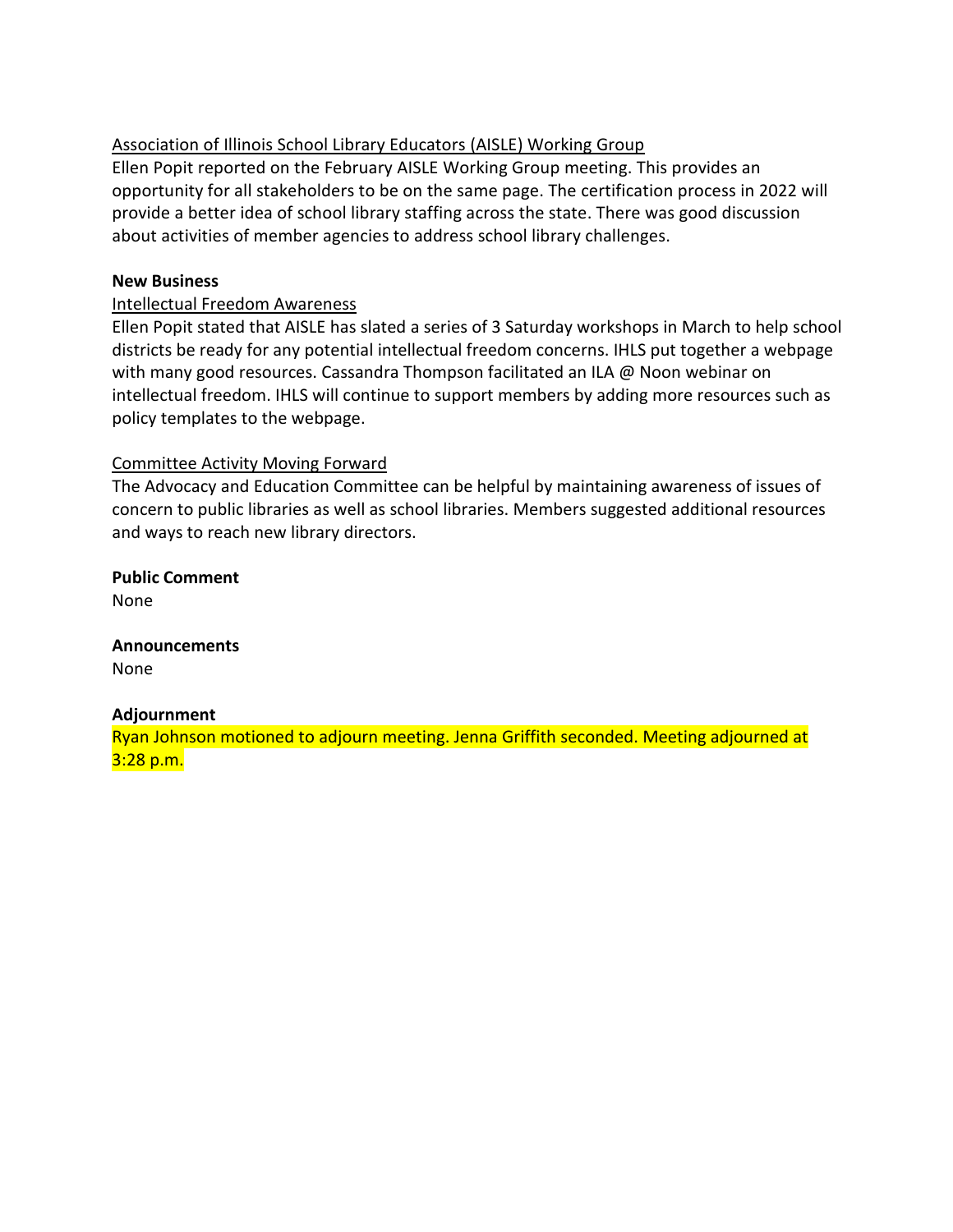Association of Illinois School Library Educators (AISLE) Working Group

Ellen Popit reported on the February AISLE Working Group meeting. This provides an opportunity for all stakeholders to be on the same page. The certification process in 2022 will provide a better idea of school library staffing across the state. There was good discussion about activities of member agencies to address school library challenges.

**New Business**

Intellectual Freedom Awareness

Ellen Popit stated that AISLE has slated a series of 3 Saturday workshops in March to help school districts be ready for any potential intellectual freedom concerns. IHLS put together a webpage with many good resources. Cassandra Thompson facilitated an ILA @ Noon webinar on intellectual freedom. IHLS will continue to support members by adding more resources such as policy templates to the webpage.

Committee Activity Moving Forward

The Advocacy and Education Committee can be helpful by maintaining awareness of issues of concern to public libraries as well as school libraries. Members suggested additional resources and ways to reach new library directors.

**Public Comment**

None

**Announcements**

None

**Adjournment**

Ryan Johnson motioned to adjourn meeting. Jenna Griffith seconded. Meeting adjourned at 3:28 p.m.